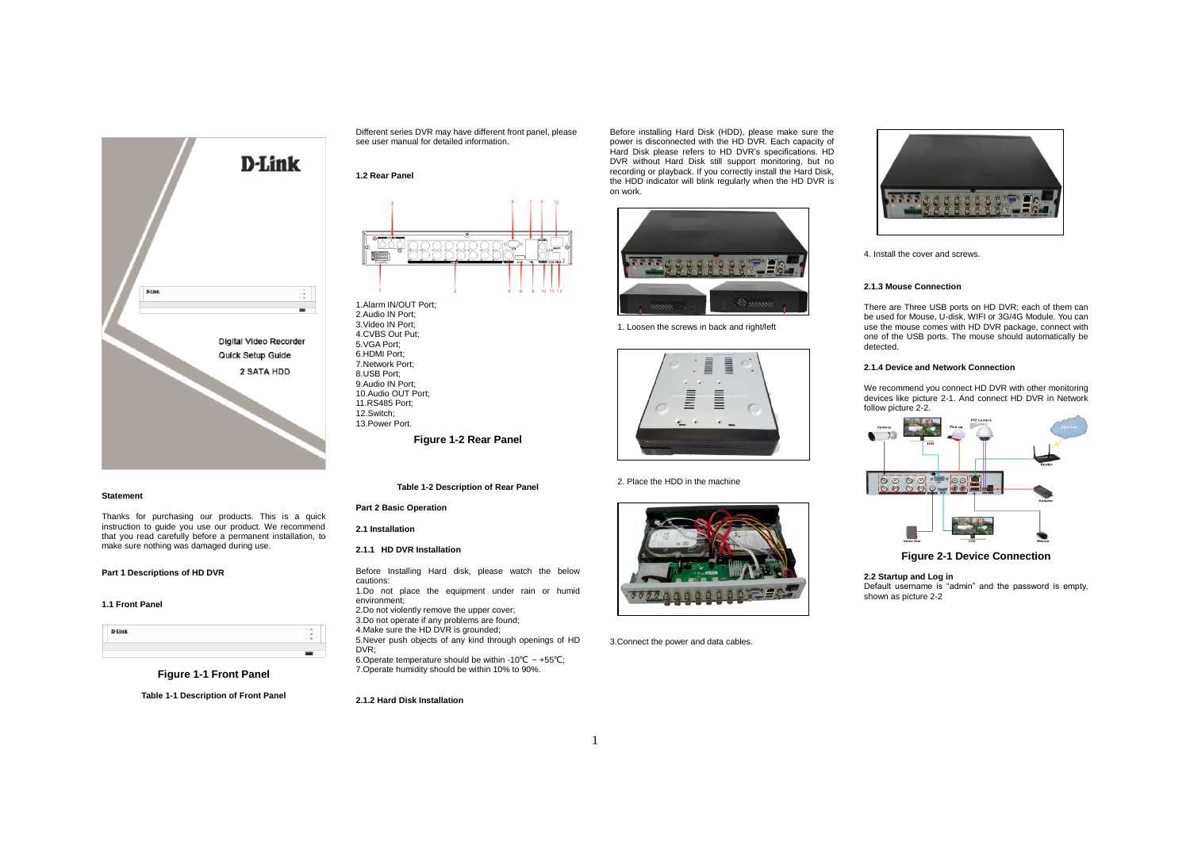D-Link

Digital Video Recorder

Quick Setup Guide

2 SATA HDD

## Statement

Thanks for purchasing our products. This is a quick instruction to guide you use our product. We recommend that you read carefully before a permanent installation, to make sure nothing was damaged during use.

## Part 1 Descriptions of HD DVR

### 1.1 Front Panel

**Figure 1-1 Front Panel**

**Table 1-1 Description of Front Panel**

Different series DVR may have different front panel, please see user manual for detailed information.

### 1.2 Rear Panel

1.Alarm IN/OUT Port;
2.Audio IN Port;
3.Video IN Port;
4.CVBS Out Put;
5.VGA Port;
6.HDMI Port;
7.Network Port;
8.USB Port;
9.Audio IN Port;
10.Audio OUT Port;
11.RS485 Port;
12.Switch;
13.Power Port.

**Figure 1-2 Rear Panel**

**Table 1-2 Description of Rear Panel**

## Part 2 Basic Operation

### 2.1 Installation

#### 2.1.1 HD DVR Installation

Before Installing Hard disk, please watch the below cautions:

1.Do not place the equipment under rain or humid environment;
2.Do not violently remove the upper cover;
3.Do not operate if any problems are found;
4.Make sure the HD DVR is grounded;
5.Never push objects of any kind through openings of HD DVR;
6.Operate temperature should be within -10℃ ~ +55℃;
7.Operate humidity should be within 10% to 90%.

#### 2.1.2 Hard Disk Installation

Before installing Hard Disk (HDD), please make sure the power is disconnected with the HD DVR. Each capacity of Hard Disk please refers to HD DVR's specifications. HD DVR without Hard Disk still support monitoring, but no recording or playback. If you correctly install the Hard Disk, the HDD indicator will blink regularly when the HD DVR is on work.

1. Loosen the screws in back and right/left

2. Place the HDD in the machine

3.Connect the power and data cables.

4. Install the cover and screws.

#### 2.1.3 Mouse Connection

There are Three USB ports on HD DVR; each of them can be used for Mouse, U-disk, WIFI or 3G/4G Module. You can use the mouse comes with HD DVR package, connect with one of the USB ports. The mouse should automatically be detected.

#### 2.1.4 Device and Network Connection

We recommend you connect HD DVR with other monitoring devices like picture 2-1. And connect HD DVR in Network follow picture 2-2.

**Figure 2-1 Device Connection**

### 2.2 Startup and Log in

Default username is "admin" and the password is empty, shown as picture 2-2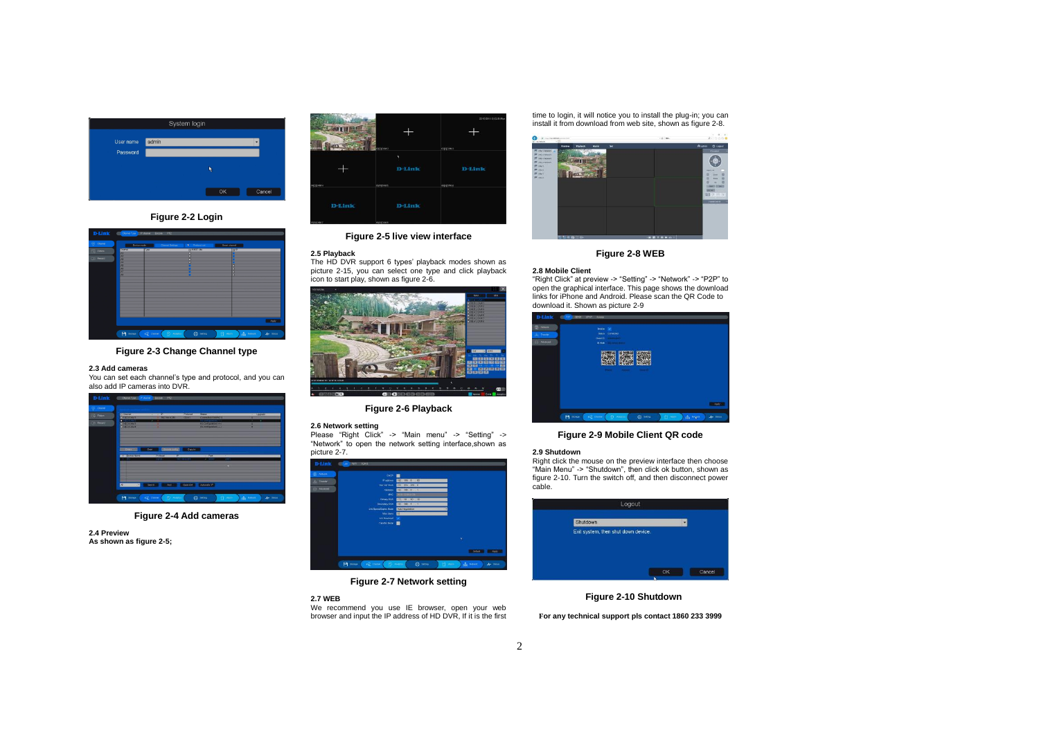Figure 2-2 Login

Figure 2-3 Change Channel type

**2.3 Add cameras**

You can set each channel's type and protocol, and you can also add IP cameras into DVR.

Figure 2-4 Add cameras

**2.4 Preview**

**As shown as figure 2-5;**

Figure 2-5 live view interface

**2.5 Playback**

The HD DVR support 6 types' playback modes shown as picture 2-15, you can select one type and click playback icon to start play, shown as figure 2-6.

Figure 2-6 Playback

**2.6 Network setting**

Please "Right Click" -> "Main menu" -> "Setting" -> "Network" to open the network setting interface,shown as picture 2-7.

Figure 2-7 Network setting

**2.7 WEB**

We recommend you use IE browser, open your web browser and input the IP address of HD DVR, If it is the first time to login, it will notice you to install the plug-in; you can install it from download from web site, shown as figure 2-8.

Figure 2-8 WEB

**2.8 Mobile Client**

"Right Click" at preview -> "Setting" -> "Network" -> "P2P" to open the graphical interface. This page shows the download links for iPhone and Android. Please scan the QR Code to download it. Shown as picture 2-9

Figure 2-9 Mobile Client QR code

**2.9 Shutdown**

Right click the mouse on the preview interface then choose "Main Menu" -> "Shutdown", then click ok button, shown as figure 2-10. Turn the switch off, and then disconnect power cable.

Figure 2-10 Shutdown

**For any technical support pls contact 1860 233 3999**